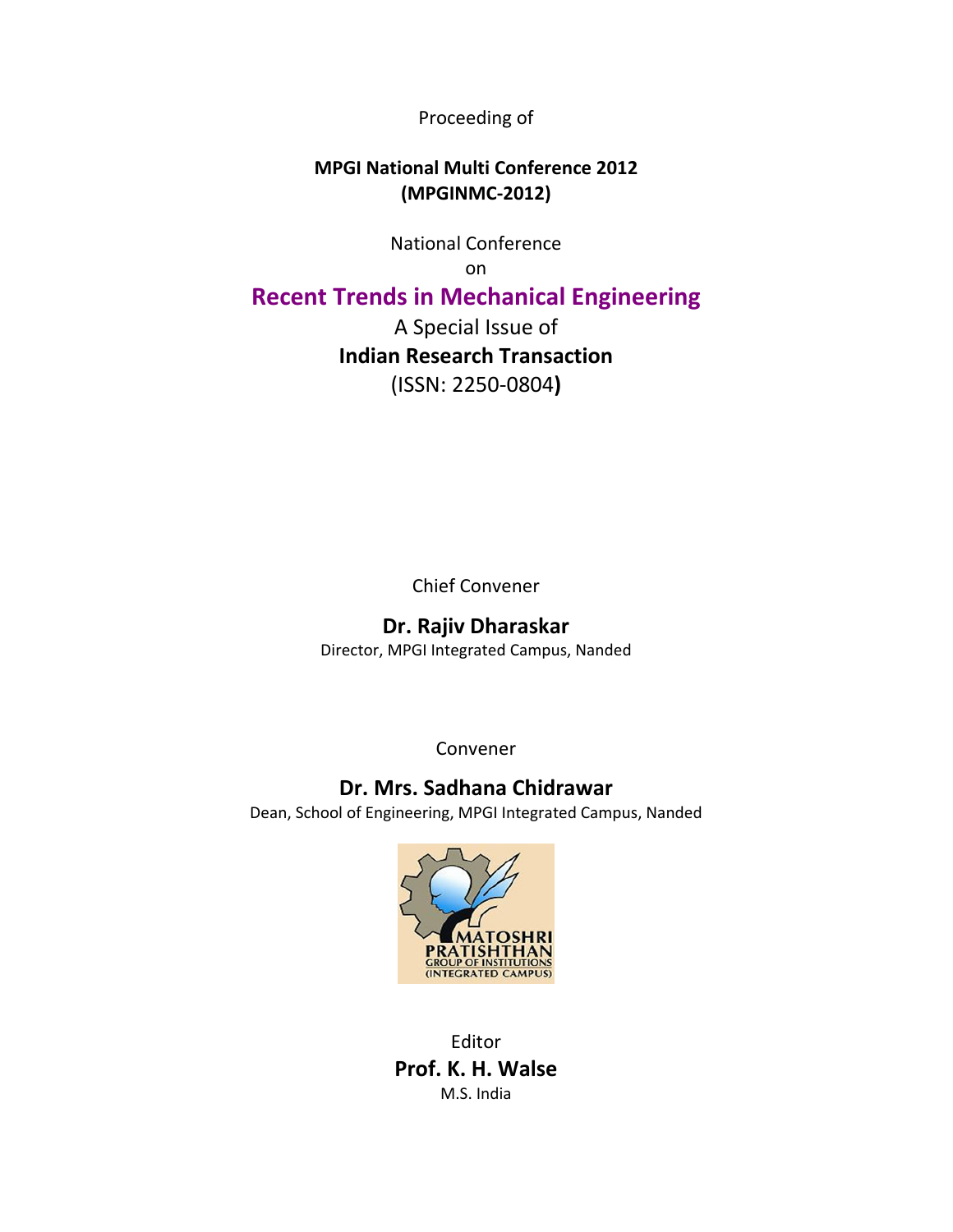Proceeding of

**MPGI National Multi Conference 2012**
**(MPGINMC-2012)**

National Conference
on

# Recent Trends in Mechanical Engineering

A Special Issue of

**Indian Research Transaction**

(ISSN: 2250-0804**)**

Chief Convener

**Dr. Rajiv Dharaskar**

Director, MPGI Integrated Campus, Nanded

Convener

**Dr. Mrs. Sadhana Chidrawar**

Dean, School of Engineering, MPGI Integrated Campus, Nanded

MATOSHRI PRATISHTHAN GROUP OF INSTITUTIONS (INTEGRATED CAMPUS)

Editor

**Prof. K. H. Walse**

M.S. India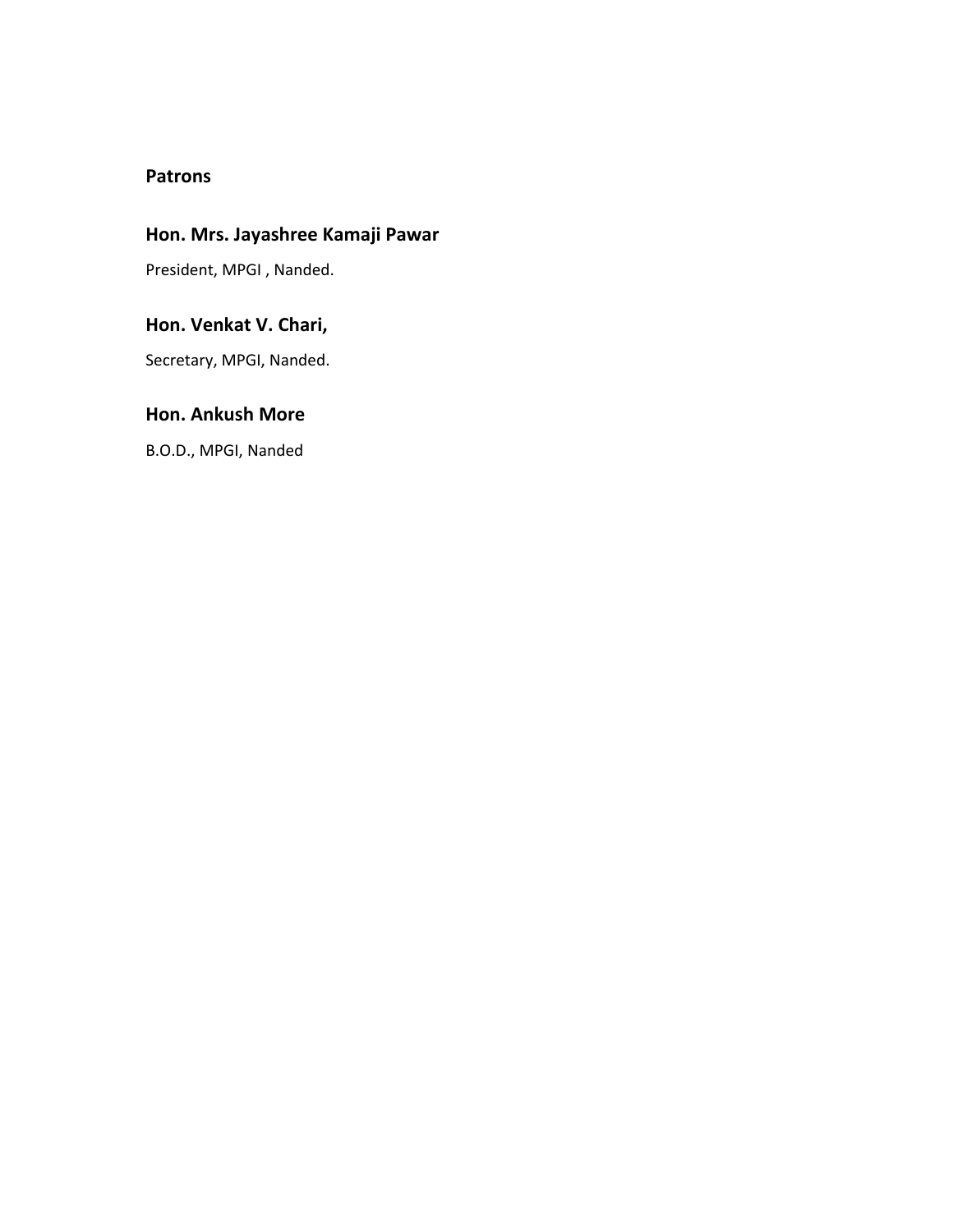## Patrons

### Hon. Mrs. Jayashree Kamaji Pawar

President, MPGI , Nanded.

### Hon. Venkat V. Chari,

Secretary, MPGI, Nanded.

### Hon. Ankush More

B.O.D., MPGI, Nanded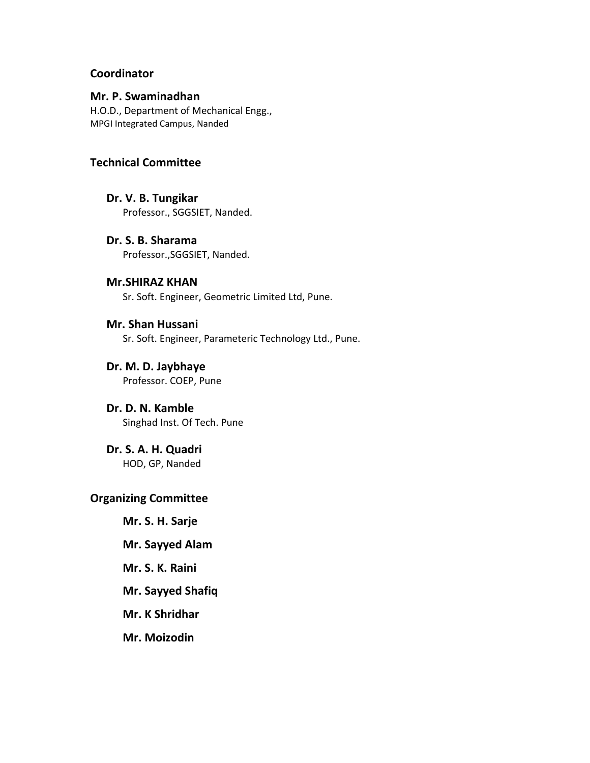## Coordinator

**Mr. P. Swaminadhan**
H.O.D., Department of Mechanical Engg.,
MPGI Integrated Campus, Nanded

## Technical Committee

**Dr. V. B. Tungikar**
Professor., SGGSIET, Nanded.

**Dr. S. B. Sharama**
Professor.,SGGSIET, Nanded.

**Mr.SHIRAZ KHAN**
Sr. Soft. Engineer, Geometric Limited Ltd, Pune.

**Mr. Shan Hussani**
Sr. Soft. Engineer, Parameteric Technology Ltd., Pune.

**Dr. M. D. Jaybhaye**
Professor. COEP, Pune

**Dr. D. N. Kamble**
Singhad Inst. Of Tech. Pune

**Dr. S. A. H. Quadri**
HOD, GP, Nanded

## Organizing Committee

**Mr. S. H. Sarje**

**Mr. Sayyed Alam**

**Mr. S. K. Raini**

**Mr. Sayyed Shafiq**

**Mr. K Shridhar**

**Mr. Moizodin**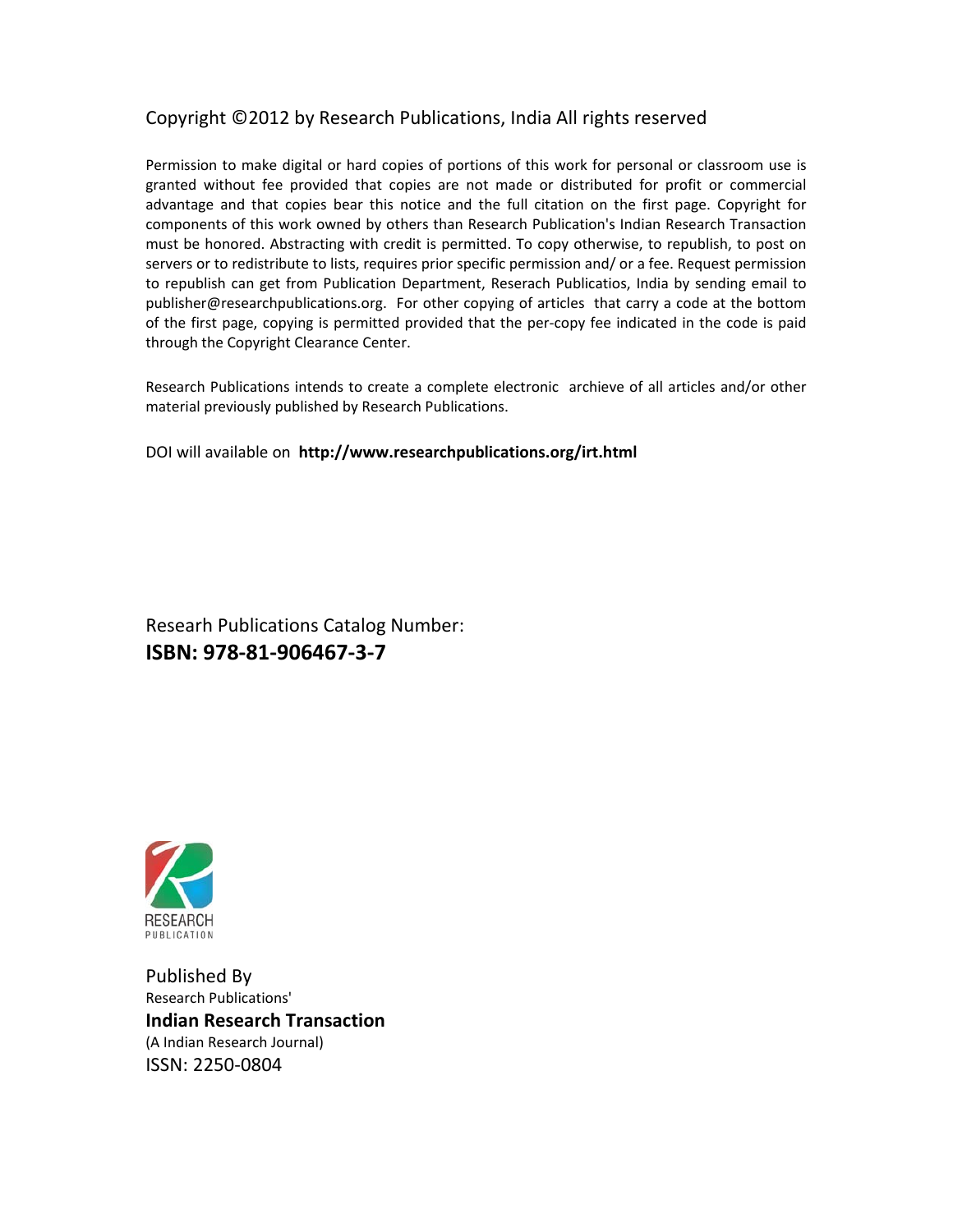Copyright ©2012 by Research Publications, India All rights reserved

Permission to make digital or hard copies of portions of this work for personal or classroom use is granted without fee provided that copies are not made or distributed for profit or commercial advantage and that copies bear this notice and the full citation on the first page. Copyright for components of this work owned by others than Research Publication's Indian Research Transaction must be honored. Abstracting with credit is permitted. To copy otherwise, to republish, to post on servers or to redistribute to lists, requires prior specific permission and/ or a fee. Request permission to republish can get from Publication Department, Reserach Publicatios, India by sending email to publisher@researchpublications.org. For other copying of articles that carry a code at the bottom of the first page, copying is permitted provided that the per-copy fee indicated in the code is paid through the Copyright Clearance Center.

Research Publications intends to create a complete electronic archieve of all articles and/or other material previously published by Research Publications.

DOI will available on **http://www.researchpublications.org/irt.html**

Researh Publications Catalog Number:
**ISBN: 978-81-906467-3-7**

RESEARCH
PUBLICATION

Published By
Research Publications'
**Indian Research Transaction**
(A Indian Research Journal)
ISSN: 2250-0804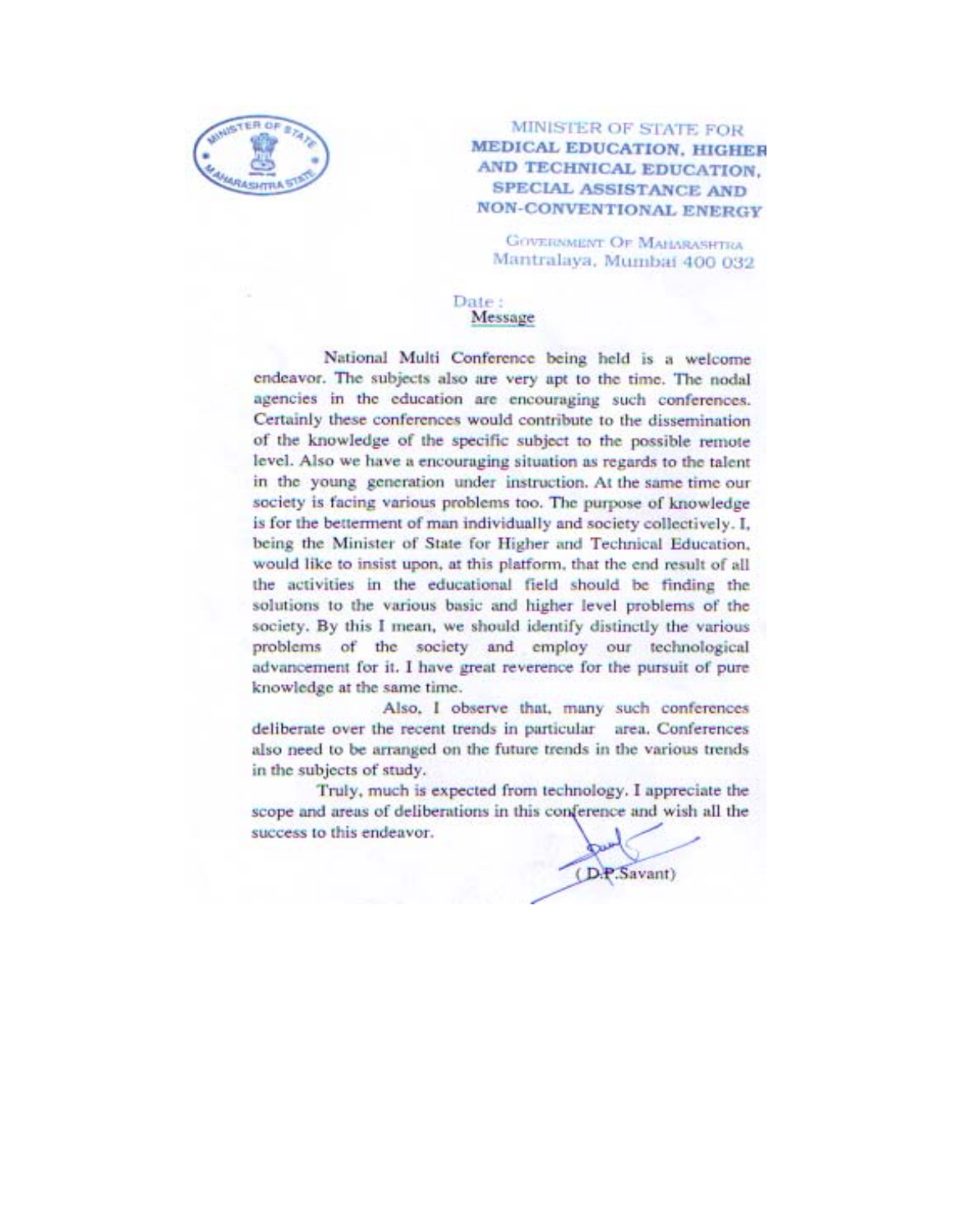MINISTER OF STATE FOR
**MEDICAL EDUCATION, HIGHER AND TECHNICAL EDUCATION, SPECIAL ASSISTANCE AND NON-CONVENTIONAL ENERGY**

GOVERNMENT OF MAHARASHTRA
Mantralaya, Mumbai 400 032

Date :

## Message

National Multi Conference being held is a welcome endeavor. The subjects also are very apt to the time. The nodal agencies in the education are encouraging such conferences. Certainly these conferences would contribute to the dissemination of the knowledge of the specific subject to the possible remote level. Also we have a encouraging situation as regards to the talent in the young generation under instruction. At the same time our society is facing various problems too. The purpose of knowledge is for the betterment of man individually and society collectively. I, being the Minister of State for Higher and Technical Education, would like to insist upon, at this platform, that the end result of all the activities in the educational field should be finding the solutions to the various basic and higher level problems of the society. By this I mean, we should identify distinctly the various problems of the society and employ our technological advancement for it. I have great reverence for the pursuit of pure knowledge at the same time.

Also, I observe that, many such conferences deliberate over the recent trends in particular area. Conferences also need to be arranged on the future trends in the various trends in the subjects of study.

Truly, much is expected from technology. I appreciate the scope and areas of deliberations in this conference and wish all the success to this endeavor.

(D.P.Savant)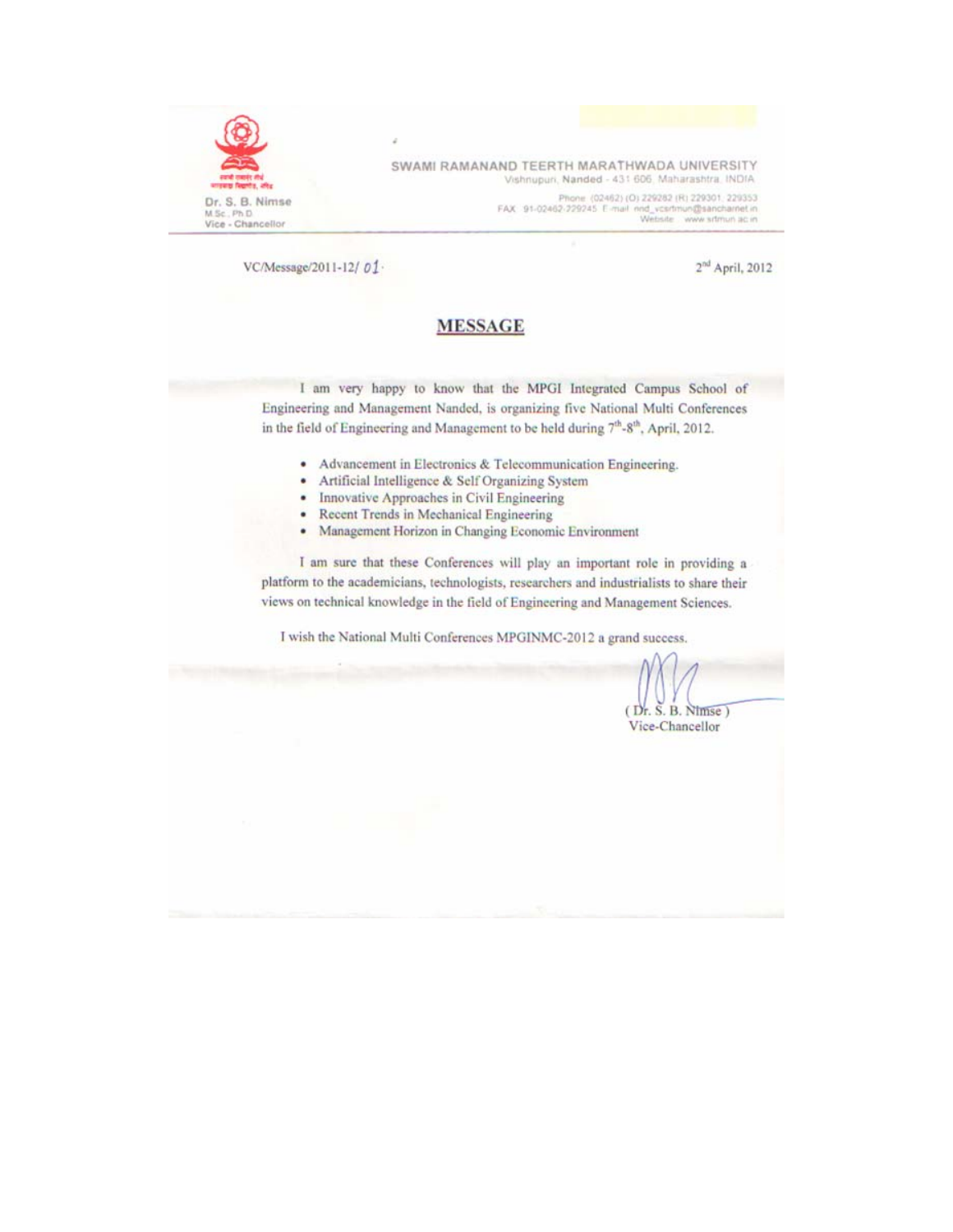Dr. S. B. Nimse
M.Sc., Ph.D.
Vice - Chancellor

SWAMI RAMANAND TEERTH MARATHWADA UNIVERSITY
Vishnupuri, Nanded - 431 606, Maharashtra, INDIA
Phone (02462) (O) 229282 (R) 229301, 229353
FAX 91-02462-229245 E-mail nnd_vcsrtmun@sancharnet.in
Website www.srtmun.ac.in

VC/Message/2011-12/ 01

2nd April, 2012

## MESSAGE

I am very happy to know that the MPGI Integrated Campus School of Engineering and Management Nanded, is organizing five National Multi Conferences in the field of Engineering and Management to be held during 7th-8th, April, 2012.

- Advancement in Electronics & Telecommunication Engineering.
- Artificial Intelligence & Self Organizing System
- Innovative Approaches in Civil Engineering
- Recent Trends in Mechanical Engineering
- Management Horizon in Changing Economic Environment

I am sure that these Conferences will play an important role in providing a platform to the academicians, technologists, researchers and industrialists to share their views on technical knowledge in the field of Engineering and Management Sciences.

I wish the National Multi Conferences MPGINMC-2012 a grand success.

( Dr. S. B. Nimse )
Vice-Chancellor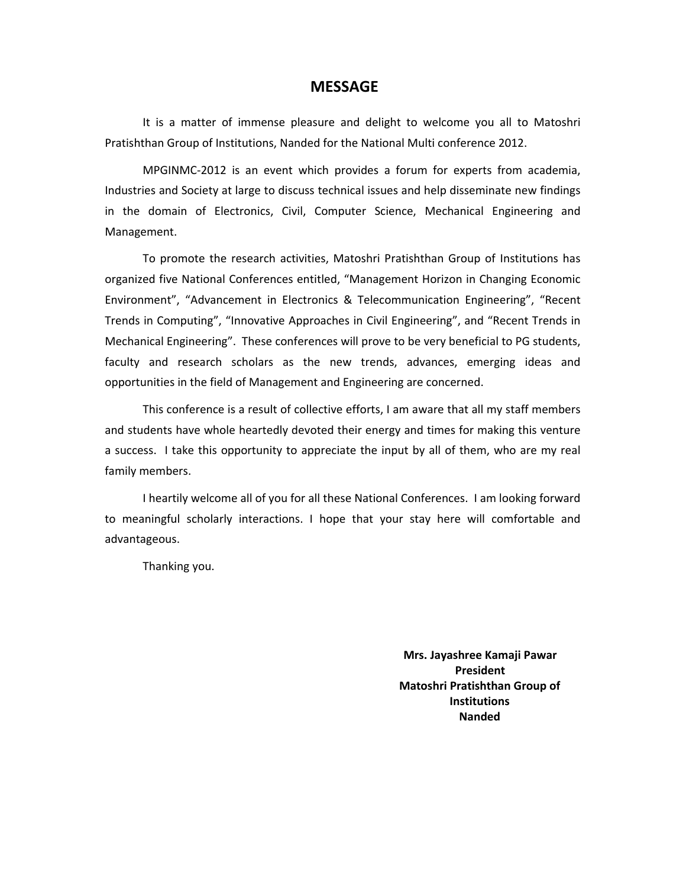# MESSAGE

It is a matter of immense pleasure and delight to welcome you all to Matoshri Pratishthan Group of Institutions, Nanded for the National Multi conference 2012.

MPGINMC-2012 is an event which provides a forum for experts from academia, Industries and Society at large to discuss technical issues and help disseminate new findings in the domain of Electronics, Civil, Computer Science, Mechanical Engineering and Management.

To promote the research activities, Matoshri Pratishthan Group of Institutions has organized five National Conferences entitled, "Management Horizon in Changing Economic Environment", "Advancement in Electronics & Telecommunication Engineering", "Recent Trends in Computing", "Innovative Approaches in Civil Engineering", and "Recent Trends in Mechanical Engineering". These conferences will prove to be very beneficial to PG students, faculty and research scholars as the new trends, advances, emerging ideas and opportunities in the field of Management and Engineering are concerned.

This conference is a result of collective efforts, I am aware that all my staff members and students have whole heartedly devoted their energy and times for making this venture a success. I take this opportunity to appreciate the input by all of them, who are my real family members.

I heartily welcome all of you for all these National Conferences. I am looking forward to meaningful scholarly interactions. I hope that your stay here will comfortable and advantageous.

Thanking you.

**Mrs. Jayashree Kamaji Pawar**
**President**
**Matoshri Pratishthan Group of Institutions**
**Nanded**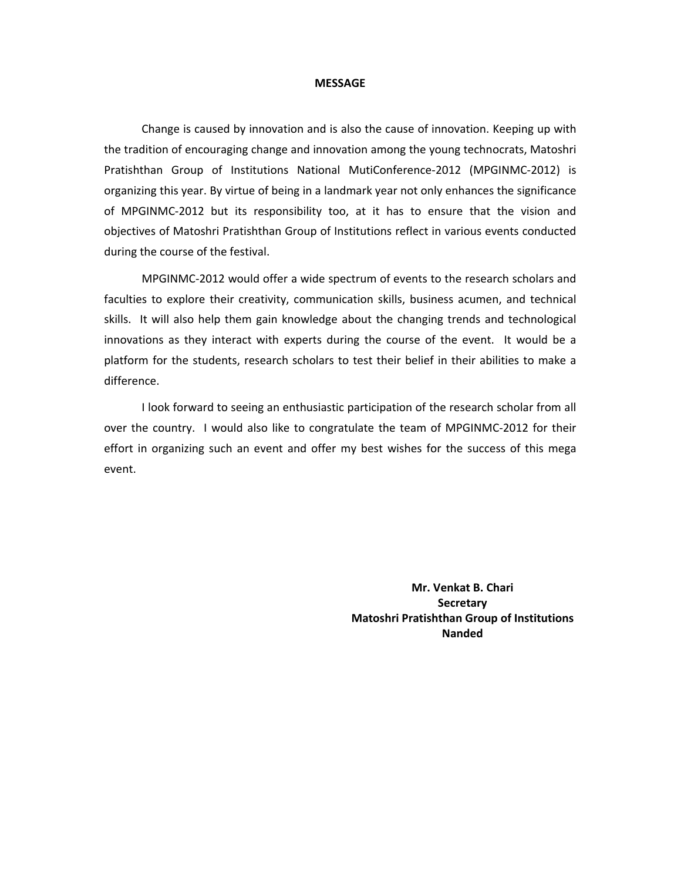# MESSAGE

Change is caused by innovation and is also the cause of innovation. Keeping up with the tradition of encouraging change and innovation among the young technocrats, Matoshri Pratishthan Group of Institutions National MutiConference-2012 (MPGINMC-2012) is organizing this year. By virtue of being in a landmark year not only enhances the significance of MPGINMC-2012 but its responsibility too, at it has to ensure that the vision and objectives of Matoshri Pratishthan Group of Institutions reflect in various events conducted during the course of the festival.

MPGINMC-2012 would offer a wide spectrum of events to the research scholars and faculties to explore their creativity, communication skills, business acumen, and technical skills. It will also help them gain knowledge about the changing trends and technological innovations as they interact with experts during the course of the event. It would be a platform for the students, research scholars to test their belief in their abilities to make a difference.

I look forward to seeing an enthusiastic participation of the research scholar from all over the country. I would also like to congratulate the team of MPGINMC-2012 for their effort in organizing such an event and offer my best wishes for the success of this mega event.

**Mr. Venkat B. Chari**
**Secretary**
**Matoshri Pratishthan Group of Institutions**
**Nanded**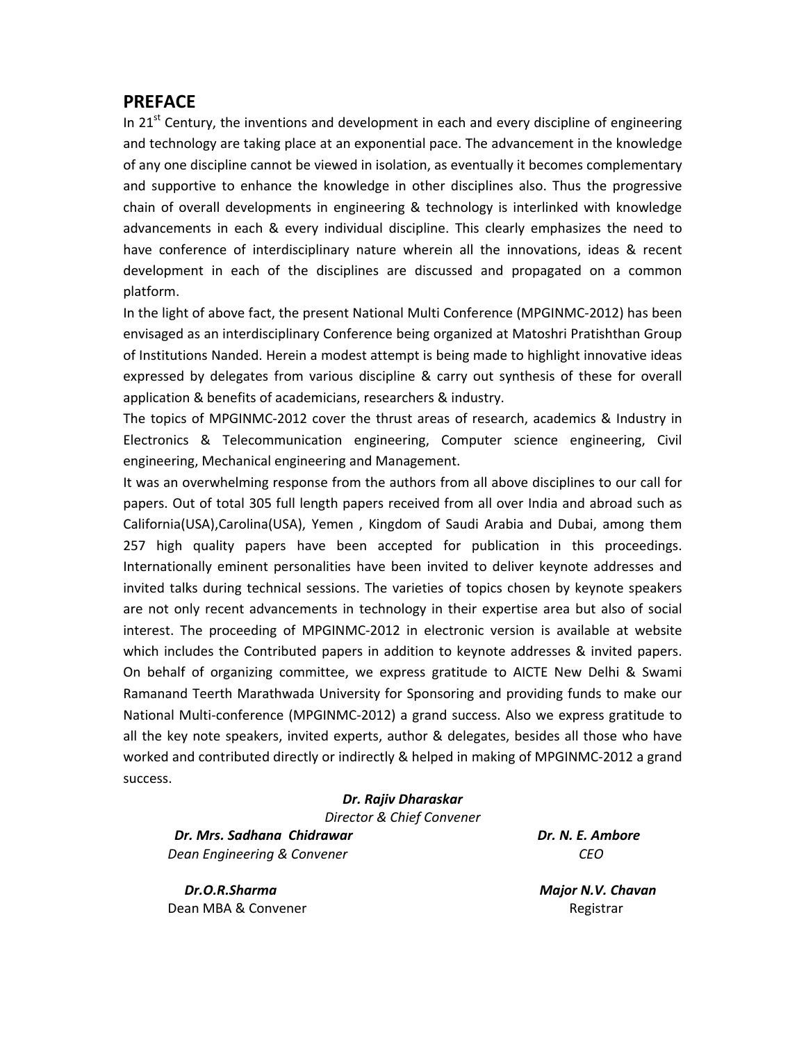## PREFACE

In 21[st] Century, the inventions and development in each and every discipline of engineering and technology are taking place at an exponential pace. The advancement in the knowledge of any one discipline cannot be viewed in isolation, as eventually it becomes complementary and supportive to enhance the knowledge in other disciplines also. Thus the progressive chain of overall developments in engineering & technology is interlinked with knowledge advancements in each & every individual discipline. This clearly emphasizes the need to have conference of interdisciplinary nature wherein all the innovations, ideas & recent development in each of the disciplines are discussed and propagated on a common platform.

In the light of above fact, the present National Multi Conference (MPGINMC-2012) has been envisaged as an interdisciplinary Conference being organized at Matoshri Pratishthan Group of Institutions Nanded. Herein a modest attempt is being made to highlight innovative ideas expressed by delegates from various discipline & carry out synthesis of these for overall application & benefits of academicians, researchers & industry.

The topics of MPGINMC-2012 cover the thrust areas of research, academics & Industry in Electronics & Telecommunication engineering, Computer science engineering, Civil engineering, Mechanical engineering and Management.

It was an overwhelming response from the authors from all above disciplines to our call for papers. Out of total 305 full length papers received from all over India and abroad such as California(USA),Carolina(USA), Yemen , Kingdom of Saudi Arabia and Dubai, among them 257 high quality papers have been accepted for publication in this proceedings. Internationally eminent personalities have been invited to deliver keynote addresses and invited talks during technical sessions. The varieties of topics chosen by keynote speakers are not only recent advancements in technology in their expertise area but also of social interest. The proceeding of MPGINMC-2012 in electronic version is available at website which includes the Contributed papers in addition to keynote addresses & invited papers. On behalf of organizing committee, we express gratitude to AICTE New Delhi & Swami Ramanand Teerth Marathwada University for Sponsoring and providing funds to make our National Multi-conference (MPGINMC-2012) a grand success. Also we express gratitude to all the key note speakers, invited experts, author & delegates, besides all those who have worked and contributed directly or indirectly & helped in making of MPGINMC-2012 a grand success.

***Dr. Rajiv Dharaskar***
*Director & Chief Convener*

***Dr. Mrs. Sadhana Chidrawar***
*Dean Engineering & Convener*

***Dr. N. E. Ambore***
*CEO*

***Dr.O.R.Sharma***
Dean MBA & Convener

***Major N.V. Chavan***
Registrar